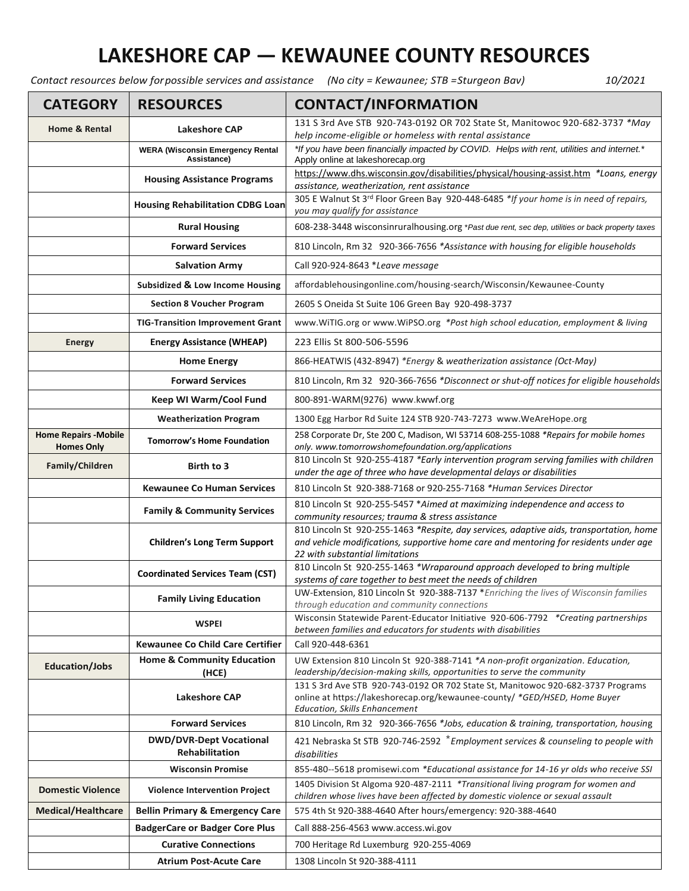# LAKESHORE CAP — KEWAUNEE COUNTY RESOURCES

*Contact resources below for possible services and assistance (No city = Kewaunee; STB =Sturgeon Bay)* 10/2021

| CATEGORY | RESOURCES | CONTACT/INFORMATION |
|---|---|---|
| **Home & Rental** | **Lakeshore CAP** | 131 S 3rd Ave STB 920-743-0192 OR 702 State St, Manitowoc 920-682-3737 *\*May help income-eligible or homeless with rental assistance* |
| | **WERA (Wisconsin Emergency Rental Assistance)** | *\*If you have been financially impacted by COVID. Helps with rent, utilities and internet.\** Apply online at lakeshorecap.org |
| | **Housing Assistance Programs** | https://www.dhs.wisconsin.gov/disabilities/physical/housing-assist.htm *\*Loans, energy assistance, weatherization, rent assistance* |
| | **Housing Rehabilitation CDBG Loan** | 305 E Walnut St 3rd Floor Green Bay 920-448-6485 *\*If your home is in need of repairs, you may qualify for assistance* |
| | **Rural Housing** | 608-238-3448 wisconsinruralhousing.org *\*Past due rent, sec dep, utilities or back property taxes* |
| | **Forward Services** | 810 Lincoln, Rm 32 920-366-7656 *\*Assistance with housing for eligible households* |
| | **Salvation Army** | Call 920-924-8643 *\*Leave message* |
| | **Subsidized & Low Income Housing** | affordablehousingonline.com/housing-search/Wisconsin/Kewaunee-County |
| | **Section 8 Voucher Program** | 2605 S Oneida St Suite 106 Green Bay 920-498-3737 |
| | **TIG-Transition Improvement Grant** | www.WiTIG.org or www.WiPSO.org *\*Post high school education, employment & living* |
| **Energy** | **Energy Assistance (WHEAP)** | 223 Ellis St 800-506-5596 |
| | **Home Energy** | 866-HEATWIS (432-8947) *\*Energy & weatherization assistance (Oct-May)* |
| | **Forward Services** | 810 Lincoln, Rm 32 920-366-7656 *\*Disconnect or shut-off notices for eligible households* |
| | **Keep WI Warm/Cool Fund** | 800-891-WARM(9276) www.kwwf.org |
| | **Weatherization Program** | 1300 Egg Harbor Rd Suite 124 STB 920-743-7273 www.WeAreHope.org |
| **Home Repairs -Mobile Homes Only** | **Tomorrow's Home Foundation** | 258 Corporate Dr, Ste 200 C, Madison, WI 53714 608-255-1088 *\*Repairs for mobile homes only. www.tomorrowshomefoundation.org/applications* |
| **Family/Children** | **Birth to 3** | 810 Lincoln St 920-255-4187 *\*Early intervention program serving families with children under the age of three who have developmental delays or disabilities* |
| | **Kewaunee Co Human Services** | 810 Lincoln St 920-388-7168 or 920-255-7168 *\*Human Services Director* |
| | **Family & Community Services** | 810 Lincoln St 920-255-5457 *\*Aimed at maximizing independence and access to community resources; trauma & stress assistance* |
| | **Children's Long Term Support** | 810 Lincoln St 920-255-1463 *\*Respite, day services, adaptive aids, transportation, home and vehicle modifications, supportive home care and mentoring for residents under age 22 with substantial limitations* |
| | **Coordinated Services Team (CST)** | 810 Lincoln St 920-255-1463 *\*Wraparound approach developed to bring multiple systems of care together to best meet the needs of children* |
| | **Family Living Education** | UW-Extension, 810 Lincoln St 920-388-7137 *\*Enriching the lives of Wisconsin families through education and community connections* |
| | **WSPEI** | Wisconsin Statewide Parent-Educator Initiative 920-606-7792 *\*Creating partnerships between families and educators for students with disabilities* |
| | **Kewaunee Co Child Care Certifier** | Call 920-448-6361 |
| **Education/Jobs** | **Home & Community Education (HCE)** | UW Extension 810 Lincoln St 920-388-7141 *\*A non-profit organization. Education, leadership/decision-making skills, opportunities to serve the community* |
| | **Lakeshore CAP** | 131 S 3rd Ave STB 920-743-0192 OR 702 State St, Manitowoc 920-682-3737 Programs online at https://lakeshorecap.org/kewaunee-county/ *\*GED/HSED, Home Buyer Education, Skills Enhancement* |
| | **Forward Services** | 810 Lincoln, Rm 32 920-366-7656 *\*Jobs, education & training, transportation, housing* |
| | **DWD/DVR-Dept Vocational Rehabilitation** | 421 Nebraska St STB 920-746-2592 *\*Employment services & counseling to people with disabilities* |
| | **Wisconsin Promise** | 855-480--5618 promisewi.com *\*Educational assistance for 14-16 yr olds who receive SSI* |
| **Domestic Violence** | **Violence Intervention Project** | 1405 Division St Algoma 920-487-2111 *\*Transitional living program for women and children whose lives have been affected by domestic violence or sexual assault* |
| **Medical/Healthcare** | **Bellin Primary & Emergency Care** | 575 4th St 920-388-4640 After hours/emergency: 920-388-4640 |
| | **BadgerCare or Badger Core Plus** | Call 888-256-4563 www.access.wi.gov |
| | **Curative Connections** | 700 Heritage Rd Luxemburg 920-255-4069 |
| | **Atrium Post-Acute Care** | 1308 Lincoln St 920-388-4111 |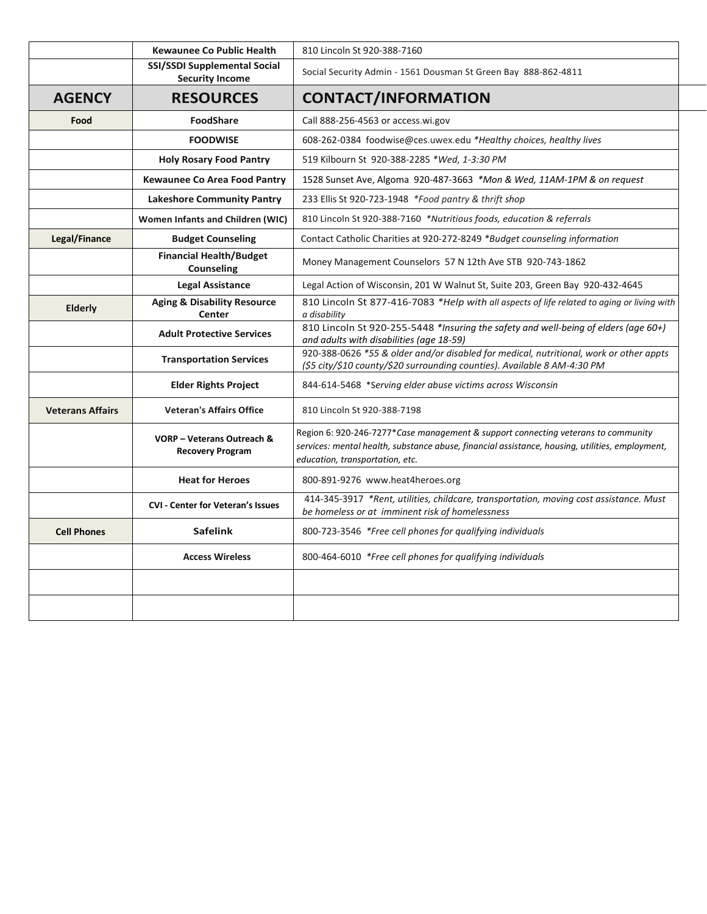| | | |
|---|---|---|
| | **Kewaunee Co Public Health** | 810 Lincoln St 920-388-7160 |
| | **SSI/SSDI Supplemental Social Security Income** | Social Security Admin - 1561 Dousman St Green Bay 888-862-4811 |
| **AGENCY** | **RESOURCES** | **CONTACT/INFORMATION** |
| **Food** | **FoodShare** | Call 888-256-4563 or access.wi.gov |
| | **FOODWISE** | 608-262-0384 foodwise@ces.uwex.edu *\*Healthy choices, healthy lives* |
| | **Holy Rosary Food Pantry** | 519 Kilbourn St 920-388-2285 *\*Wed, 1-3:30 PM* |
| | **Kewaunee Co Area Food Pantry** | 1528 Sunset Ave, Algoma 920-487-3663 *\*Mon & Wed, 11AM-1PM & on request* |
| | **Lakeshore Community Pantry** | 233 Ellis St 920-723-1948 *\*Food pantry & thrift shop* |
| | **Women Infants and Children (WIC)** | 810 Lincoln St 920-388-7160 *\*Nutritious foods, education & referrals* |
| **Legal/Finance** | **Budget Counseling** | Contact Catholic Charities at 920-272-8249 *\*Budget counseling information* |
| | **Financial Health/Budget Counseling** | Money Management Counselors 57 N 12th Ave STB 920-743-1862 |
| | **Legal Assistance** | Legal Action of Wisconsin, 201 W Walnut St, Suite 203, Green Bay 920-432-4645 |
| **Elderly** | **Aging & Disability Resource Center** | 810 Lincoln St 877-416-7083 *\*Help with all aspects of life related to aging or living with a disability* |
| | **Adult Protective Services** | 810 Lincoln St 920-255-5448 *\*Insuring the safety and well-being of elders (age 60+) and adults with disabilities (age 18-59)* |
| | **Transportation Services** | 920-388-0626 *\*55 & older and/or disabled for medical, nutritional, work or other appts ($5 city/$10 county/$20 surrounding counties). Available 8 AM-4:30 PM* |
| | **Elder Rights Project** | 844-614-5468 *\*Serving elder abuse victims across Wisconsin* |
| **Veterans Affairs** | **Veteran's Affairs Office** | 810 Lincoln St 920-388-7198 |
| | **VORP – Veterans Outreach & Recovery Program** | Region 6: 920-246-7277*\*Case management & support connecting veterans to community services: mental health, substance abuse, financial assistance, housing, utilities, employment, education, transportation, etc.* |
| | **Heat for Heroes** | 800-891-9276 www.heat4heroes.org |
| | **CVI - Center for Veteran's Issues** | 414-345-3917 *\*Rent, utilities, childcare, transportation, moving cost assistance. Must be homeless or at imminent risk of homelessness* |
| **Cell Phones** | **Safelink** | 800-723-3546 *\*Free cell phones for qualifying individuals* |
| | **Access Wireless** | 800-464-6010 *\*Free cell phones for qualifying individuals* |
| | | |
| | | |